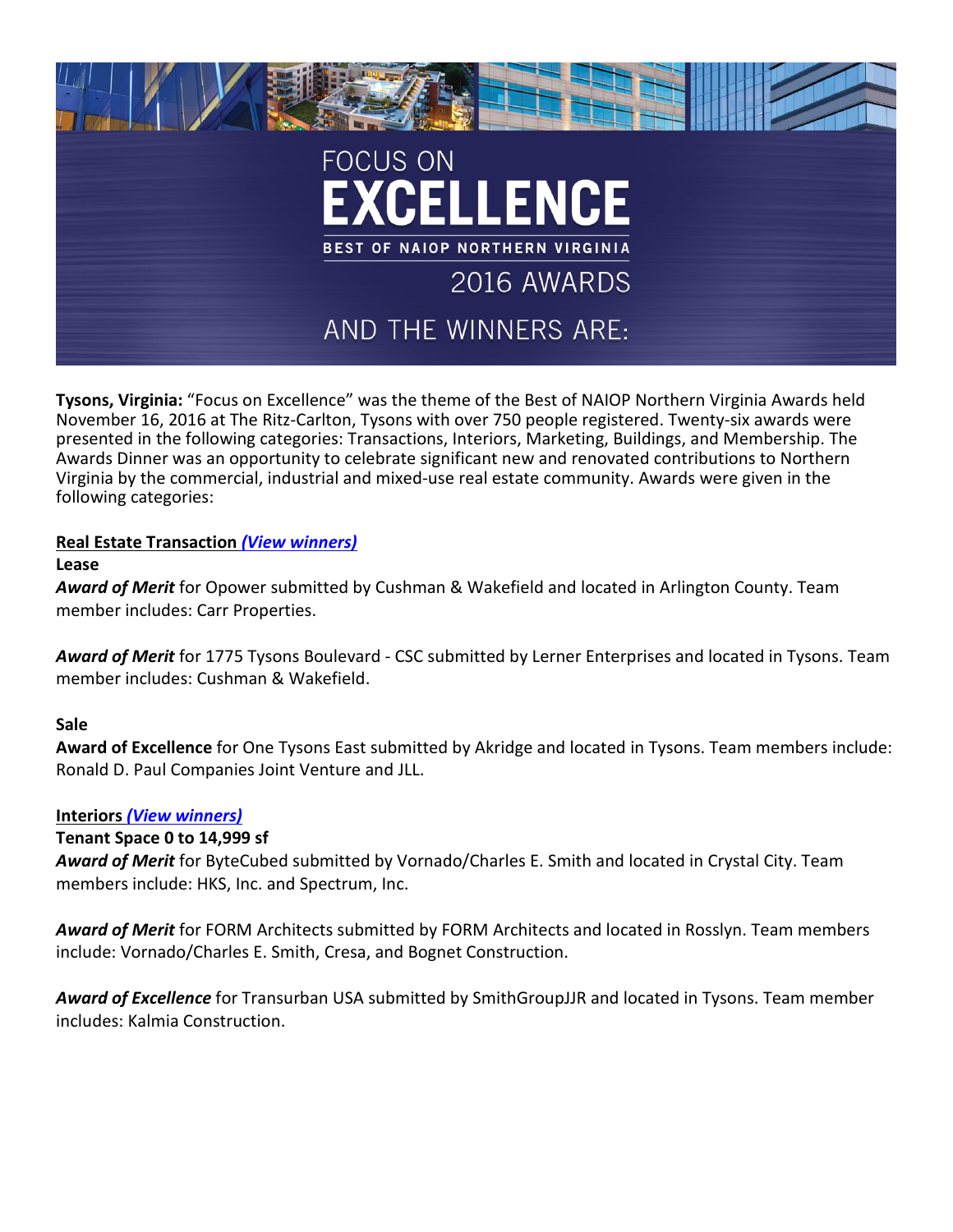# FOCUS ON EXCELLENCE

**BEST OF NAIOP NORTHERN VIRGINIA**

## 2016 AWARDS

## AND THE WINNERS ARE:

**Tysons, Virginia:** "Focus on Excellence" was the theme of the Best of NAIOP Northern Virginia Awards held November 16, 2016 at The Ritz-Carlton, Tysons with over 750 people registered. Twenty-six awards were presented in the following categories: Transactions, Interiors, Marketing, Buildings, and Membership. The Awards Dinner was an opportunity to celebrate significant new and renovated contributions to Northern Virginia by the commercial, industrial and mixed-use real estate community. Awards were given in the following categories:

**Real Estate Transaction** ***(View winners)***

**Lease**

***Award of Merit*** for Opower submitted by Cushman & Wakefield and located in Arlington County. Team member includes: Carr Properties.

***Award of Merit*** for 1775 Tysons Boulevard - CSC submitted by Lerner Enterprises and located in Tysons. Team member includes: Cushman & Wakefield.

**Sale**

**Award of Excellence** for One Tysons East submitted by Akridge and located in Tysons. Team members include: Ronald D. Paul Companies Joint Venture and JLL.

**Interiors** ***(View winners)***

**Tenant Space 0 to 14,999 sf**

***Award of Merit*** for ByteCubed submitted by Vornado/Charles E. Smith and located in Crystal City. Team members include: HKS, Inc. and Spectrum, Inc.

***Award of Merit*** for FORM Architects submitted by FORM Architects and located in Rosslyn. Team members include: Vornado/Charles E. Smith, Cresa, and Bognet Construction.

***Award of Excellence*** for Transurban USA submitted by SmithGroupJJR and located in Tysons. Team member includes: Kalmia Construction.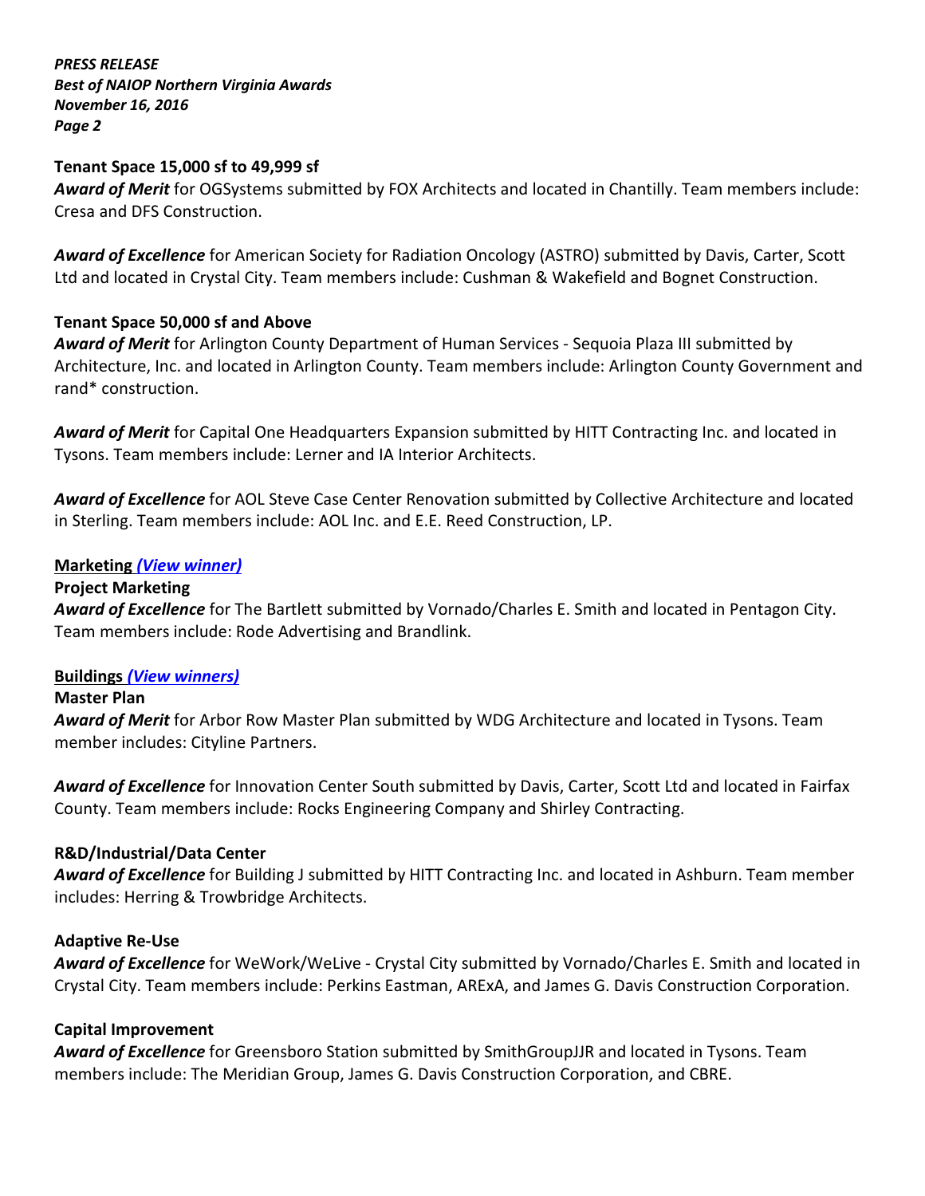**Tenant Space 15,000 sf to 49,999 sf**

***Award of Merit*** for OGSystems submitted by FOX Architects and located in Chantilly. Team members include: Cresa and DFS Construction.

***Award of Excellence*** for American Society for Radiation Oncology (ASTRO) submitted by Davis, Carter, Scott Ltd and located in Crystal City. Team members include: Cushman & Wakefield and Bognet Construction.

**Tenant Space 50,000 sf and Above**

***Award of Merit*** for Arlington County Department of Human Services - Sequoia Plaza III submitted by Architecture, Inc. and located in Arlington County. Team members include: Arlington County Government and rand* construction.

***Award of Merit*** for Capital One Headquarters Expansion submitted by HITT Contracting Inc. and located in Tysons. Team members include: Lerner and IA Interior Architects.

***Award of Excellence*** for AOL Steve Case Center Renovation submitted by Collective Architecture and located in Sterling. Team members include: AOL Inc. and E.E. Reed Construction, LP.

**Marketing** ***(View winner)***

**Project Marketing**

***Award of Excellence*** for The Bartlett submitted by Vornado/Charles E. Smith and located in Pentagon City. Team members include: Rode Advertising and Brandlink.

**Buildings** ***(View winners)***

**Master Plan**

***Award of Merit*** for Arbor Row Master Plan submitted by WDG Architecture and located in Tysons. Team member includes: Cityline Partners.

***Award of Excellence*** for Innovation Center South submitted by Davis, Carter, Scott Ltd and located in Fairfax County. Team members include: Rocks Engineering Company and Shirley Contracting.

**R&D/Industrial/Data Center**

***Award of Excellence*** for Building J submitted by HITT Contracting Inc. and located in Ashburn. Team member includes: Herring & Trowbridge Architects.

**Adaptive Re-Use**

***Award of Excellence*** for WeWork/WeLive - Crystal City submitted by Vornado/Charles E. Smith and located in Crystal City. Team members include: Perkins Eastman, AREXA, and James G. Davis Construction Corporation.

**Capital Improvement**

***Award of Excellence*** for Greensboro Station submitted by SmithGroupJJR and located in Tysons. Team members include: The Meridian Group, James G. Davis Construction Corporation, and CBRE.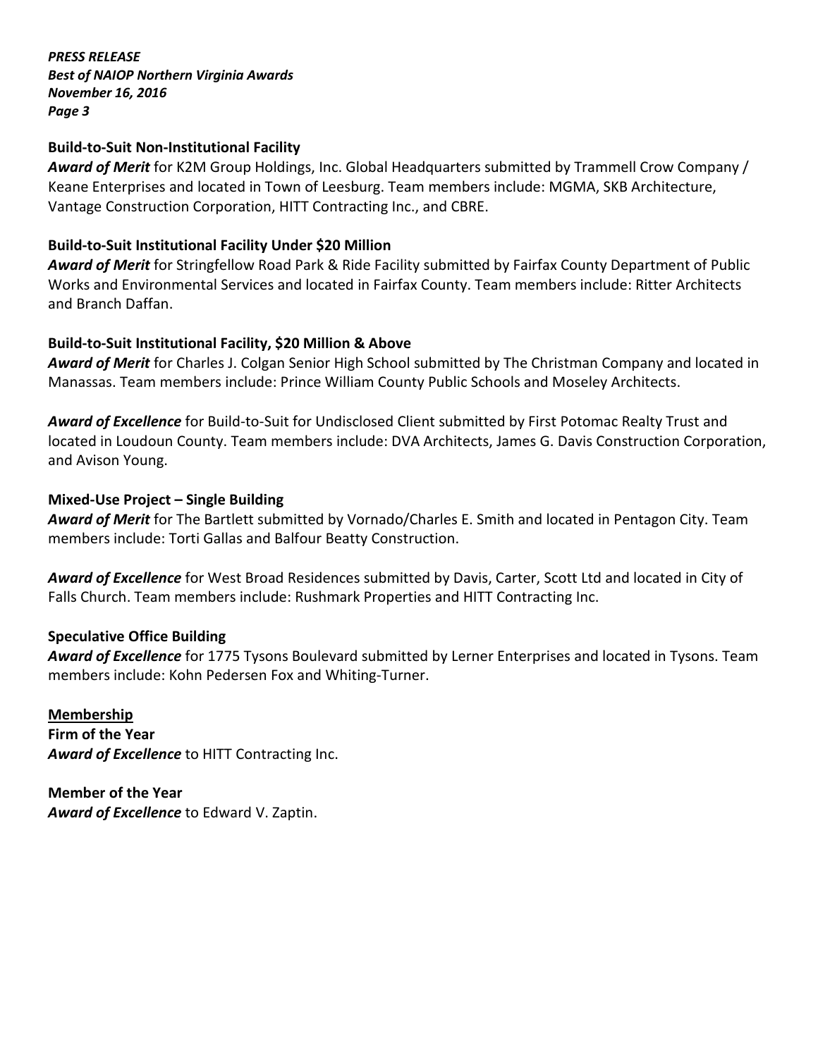**Build-to-Suit Non-Institutional Facility**

***Award of Merit*** for K2M Group Holdings, Inc. Global Headquarters submitted by Trammell Crow Company / Keane Enterprises and located in Town of Leesburg. Team members include: MGMA, SKB Architecture, Vantage Construction Corporation, HITT Contracting Inc., and CBRE.

**Build-to-Suit Institutional Facility Under $20 Million**

***Award of Merit*** for Stringfellow Road Park & Ride Facility submitted by Fairfax County Department of Public Works and Environmental Services and located in Fairfax County. Team members include: Ritter Architects and Branch Daffan.

**Build-to-Suit Institutional Facility, $20 Million & Above**

***Award of Merit*** for Charles J. Colgan Senior High School submitted by The Christman Company and located in Manassas. Team members include: Prince William County Public Schools and Moseley Architects.

***Award of Excellence*** for Build-to-Suit for Undisclosed Client submitted by First Potomac Realty Trust and located in Loudoun County. Team members include: DVA Architects, James G. Davis Construction Corporation, and Avison Young.

**Mixed-Use Project – Single Building**

***Award of Merit*** for The Bartlett submitted by Vornado/Charles E. Smith and located in Pentagon City. Team members include: Torti Gallas and Balfour Beatty Construction.

***Award of Excellence*** for West Broad Residences submitted by Davis, Carter, Scott Ltd and located in City of Falls Church. Team members include: Rushmark Properties and HITT Contracting Inc.

**Speculative Office Building**

***Award of Excellence*** for 1775 Tysons Boulevard submitted by Lerner Enterprises and located in Tysons. Team members include: Kohn Pedersen Fox and Whiting-Turner.

<u>**Membership**</u>

**Firm of the Year**

***Award of Excellence*** to HITT Contracting Inc.

**Member of the Year**

***Award of Excellence*** to Edward V. Zaptin.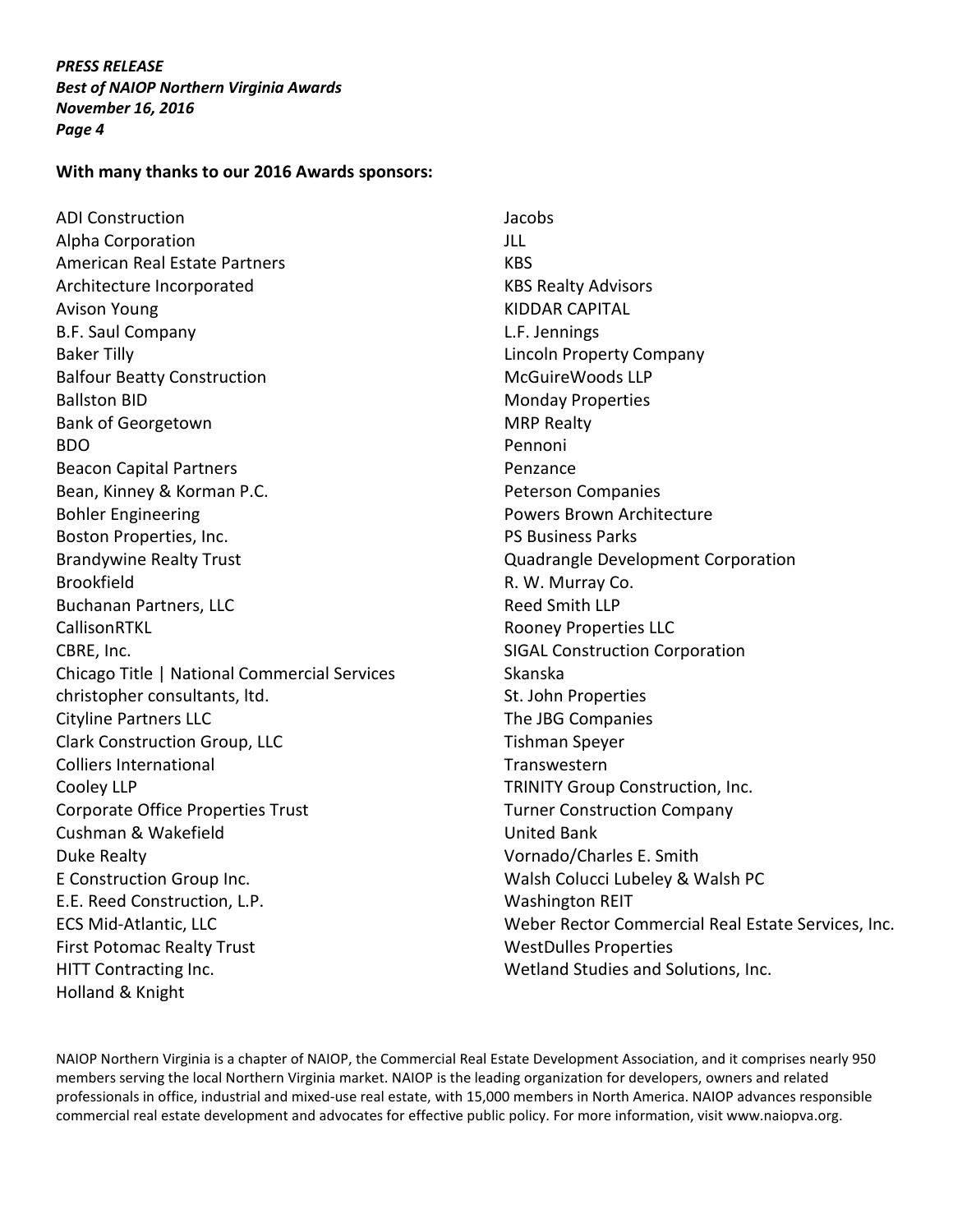**With many thanks to our 2016 Awards sponsors:**

ADI Construction
Alpha Corporation
American Real Estate Partners
Architecture Incorporated
Avison Young
B.F. Saul Company
Baker Tilly
Balfour Beatty Construction
Ballston BID
Bank of Georgetown
BDO
Beacon Capital Partners
Bean, Kinney & Korman P.C.
Bohler Engineering
Boston Properties, Inc.
Brandywine Realty Trust
Brookfield
Buchanan Partners, LLC
CallisonRTKL
CBRE, Inc.
Chicago Title | National Commercial Services
christopher consultants, ltd.
Cityline Partners LLC
Clark Construction Group, LLC
Colliers International
Cooley LLP
Corporate Office Properties Trust
Cushman & Wakefield
Duke Realty
E Construction Group Inc.
E.E. Reed Construction, L.P.
ECS Mid-Atlantic, LLC
First Potomac Realty Trust
HITT Contracting Inc.
Holland & Knight
Jacobs
JLL
KBS
KBS Realty Advisors
KIDDAR CAPITAL
L.F. Jennings
Lincoln Property Company
McGuireWoods LLP
Monday Properties
MRP Realty
Pennoni
Penzance
Peterson Companies
Powers Brown Architecture
PS Business Parks
Quadrangle Development Corporation
R. W. Murray Co.
Reed Smith LLP
Rooney Properties LLC
SIGAL Construction Corporation
Skanska
St. John Properties
The JBG Companies
Tishman Speyer
Transwestern
TRINITY Group Construction, Inc.
Turner Construction Company
United Bank
Vornado/Charles E. Smith
Walsh Colucci Lubeley & Walsh PC
Washington REIT
Weber Rector Commercial Real Estate Services, Inc.
WestDulles Properties
Wetland Studies and Solutions, Inc.

NAIOP Northern Virginia is a chapter of NAIOP, the Commercial Real Estate Development Association, and it comprises nearly 950 members serving the local Northern Virginia market. NAIOP is the leading organization for developers, owners and related professionals in office, industrial and mixed-use real estate, with 15,000 members in North America. NAIOP advances responsible commercial real estate development and advocates for effective public policy. For more information, visit www.naiopva.org.